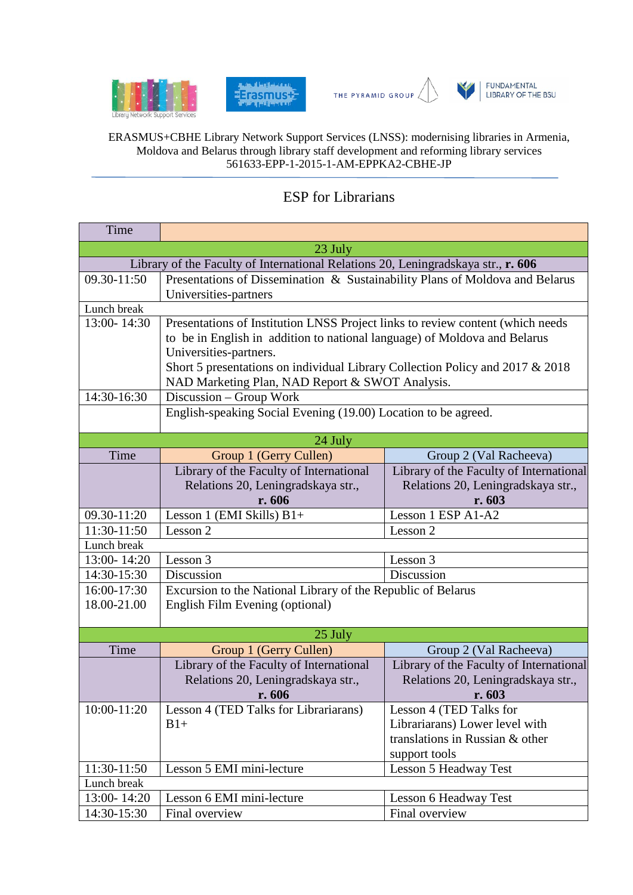Library Network Support Services

Erasmus+

THE PYRAMID GROUP

FUNDAMENTAL LIBRARY OF THE BSU

ERASMUS+CBHE Library Network Support Services (LNSS): modernising libraries in Armenia, Moldova and Belarus through library staff development and reforming library services
561633-EPP-1-2015-1-AM-EPPKA2-CBHE-JP

# ESP for Librarians

| Time | | |
|---|---|---|
| 23 July | | |
| Library of the Faculty of International Relations 20, Leningradskaya str., **r. 606** | | |
| 09.30-11:50 | Presentations of Dissemination & Sustainability Plans of Moldova and Belarus Universities-partners | |
| Lunch break | | |
| 13:00- 14:30 | Presentations of Institution LNSS Project links to review content (which needs to be in English in addition to national language) of Moldova and Belarus Universities-partners.<br>Short 5 presentations on individual Library Collection Policy and 2017 & 2018 NAD Marketing Plan, NAD Report & SWOT Analysis. | |
| 14:30-16:30 | Discussion – Group Work | |
| | English-speaking Social Evening (19.00) Location to be agreed. | |
| 24 July | | |
| Time | Group 1 (Gerry Cullen) | Group 2 (Val Racheeva) |
| | Library of the Faculty of International Relations 20, Leningradskaya str., **r. 606** | Library of the Faculty of International Relations 20, Leningradskaya str., **r. 603** |
| 09.30-11:20 | Lesson 1 (EMI Skills) B1+ | Lesson 1 ESP A1-A2 |
| 11:30-11:50 | Lesson 2 | Lesson 2 |
| Lunch break | | |
| 13:00- 14:20 | Lesson 3 | Lesson 3 |
| 14:30-15:30 | Discussion | Discussion |
| 16:00-17:30<br>18.00-21.00 | Excursion to the National Library of the Republic of Belarus<br>English Film Evening (optional) | |
| 25 July | | |
| Time | Group 1 (Gerry Cullen) | Group 2 (Val Racheeva) |
| | Library of the Faculty of International Relations 20, Leningradskaya str., **r. 606** | Library of the Faculty of International Relations 20, Leningradskaya str., **r. 603** |
| 10:00-11:20 | Lesson 4 (TED Talks for Librariarans) B1+ | Lesson 4 (TED Talks for Librariarans) Lower level with translations in Russian & other support tools |
| 11:30-11:50 | Lesson 5 EMI mini-lecture | Lesson 5 Headway Test |
| Lunch break | | |
| 13:00- 14:20 | Lesson 6 EMI mini-lecture | Lesson 6 Headway Test |
| 14:30-15:30 | Final overview | Final overview |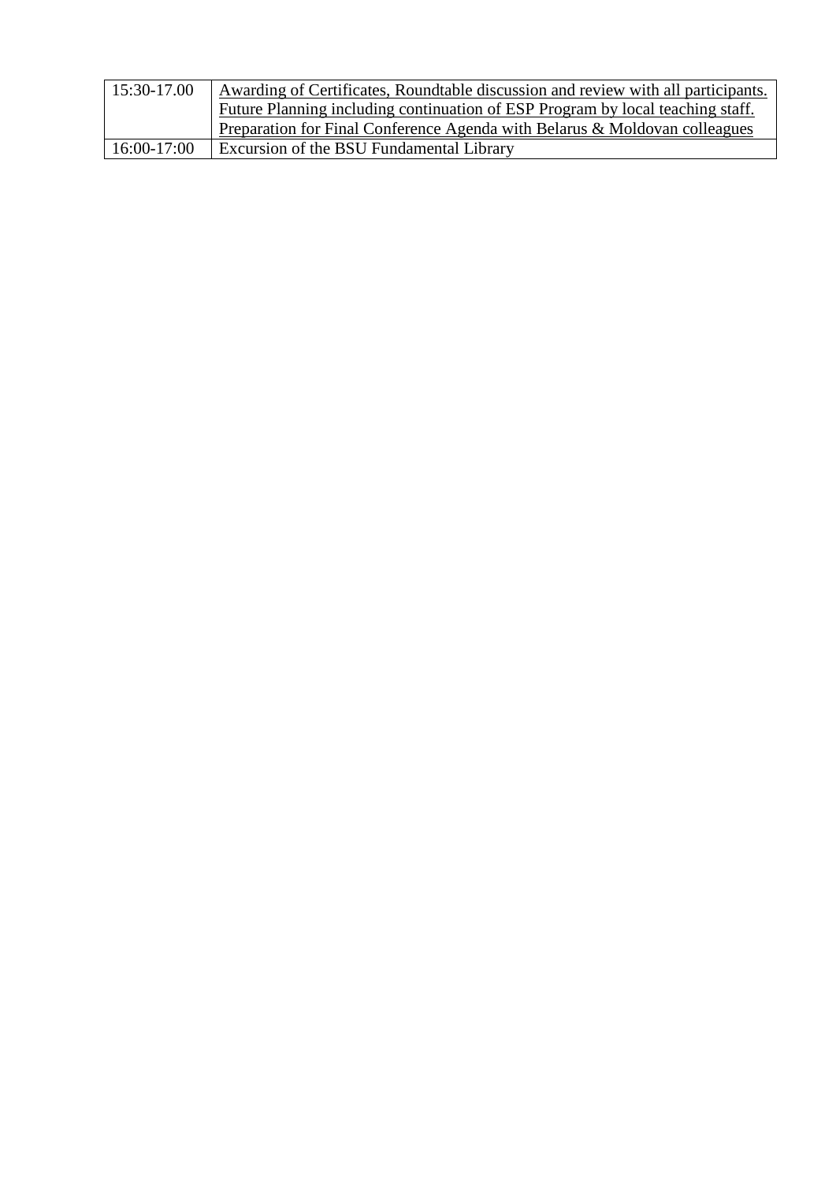| | |
|---|---|
| 15:30-17.00 | Awarding of Certificates, Roundtable discussion and review with all participants. Future Planning including continuation of ESP Program by local teaching staff. Preparation for Final Conference Agenda with Belarus & Moldovan colleagues |
| 16:00-17:00 | Excursion of the BSU Fundamental Library |